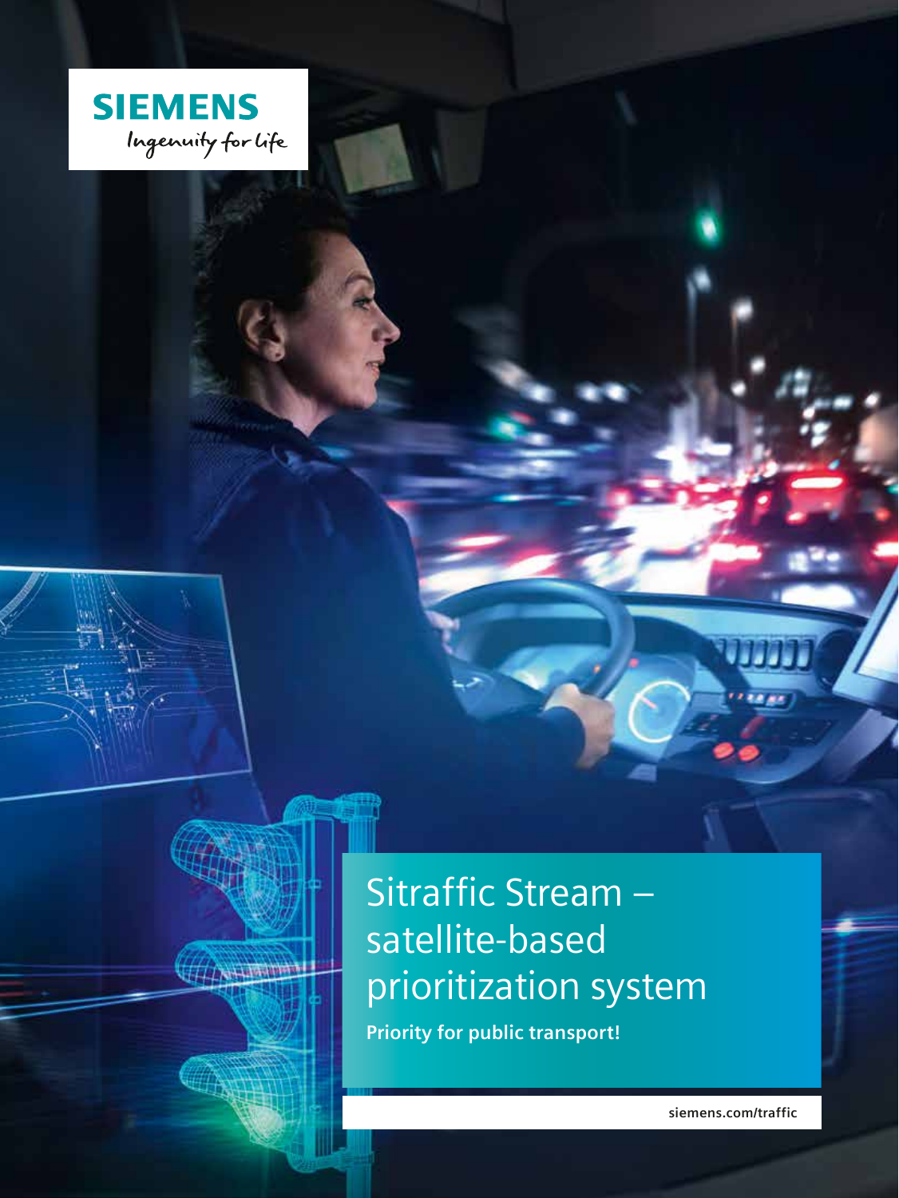SIEMENS

Ingenuity for life

# Sitraffic Stream – satellite-based prioritization system

**Priority for public transport!**

siemens.com/traffic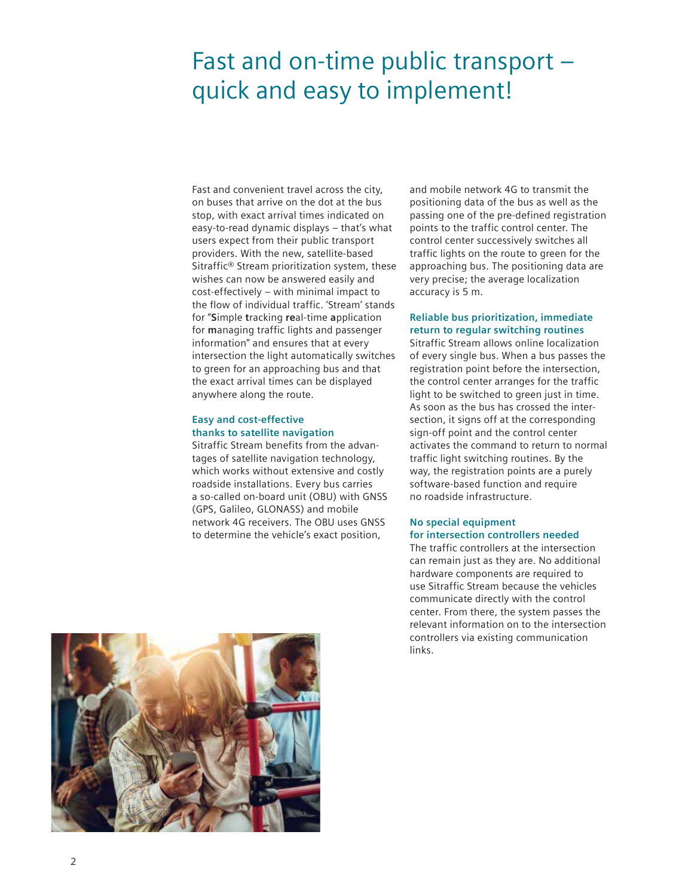# Fast and on-time public transport – quick and easy to implement!

Fast and convenient travel across the city, on buses that arrive on the dot at the bus stop, with exact arrival times indicated on easy-to-read dynamic displays – that's what users expect from their public transport providers. With the new, satellite-based Sitraffic® Stream prioritization system, these wishes can now be answered easily and cost-effectively – with minimal impact to the flow of individual traffic. 'Stream' stands for "**S**imple **t**racking **re**al-time **a**pplication for **m**anaging traffic lights and passenger information" and ensures that at every intersection the light automatically switches to green for an approaching bus and that the exact arrival times can be displayed anywhere along the route.

## Easy and cost-effective thanks to satellite navigation

Sitraffic Stream benefits from the advantages of satellite navigation technology, which works without extensive and costly roadside installations. Every bus carries a so-called on-board unit (OBU) with GNSS (GPS, Galileo, GLONASS) and mobile network 4G receivers. The OBU uses GNSS to determine the vehicle's exact position, and mobile network 4G to transmit the positioning data of the bus as well as the passing one of the pre-defined registration points to the traffic control center. The control center successively switches all traffic lights on the route to green for the approaching bus. The positioning data are very precise; the average localization accuracy is 5 m.

## Reliable bus prioritization, immediate return to regular switching routines

Sitraffic Stream allows online localization of every single bus. When a bus passes the registration point before the intersection, the control center arranges for the traffic light to be switched to green just in time. As soon as the bus has crossed the intersection, it signs off at the corresponding sign-off point and the control center activates the command to return to normal traffic light switching routines. By the way, the registration points are a purely software-based function and require no roadside infrastructure.

## No special equipment for intersection controllers needed

The traffic controllers at the intersection can remain just as they are. No additional hardware components are required to use Sitraffic Stream because the vehicles communicate directly with the control center. From there, the system passes the relevant information on to the intersection controllers via existing communication links.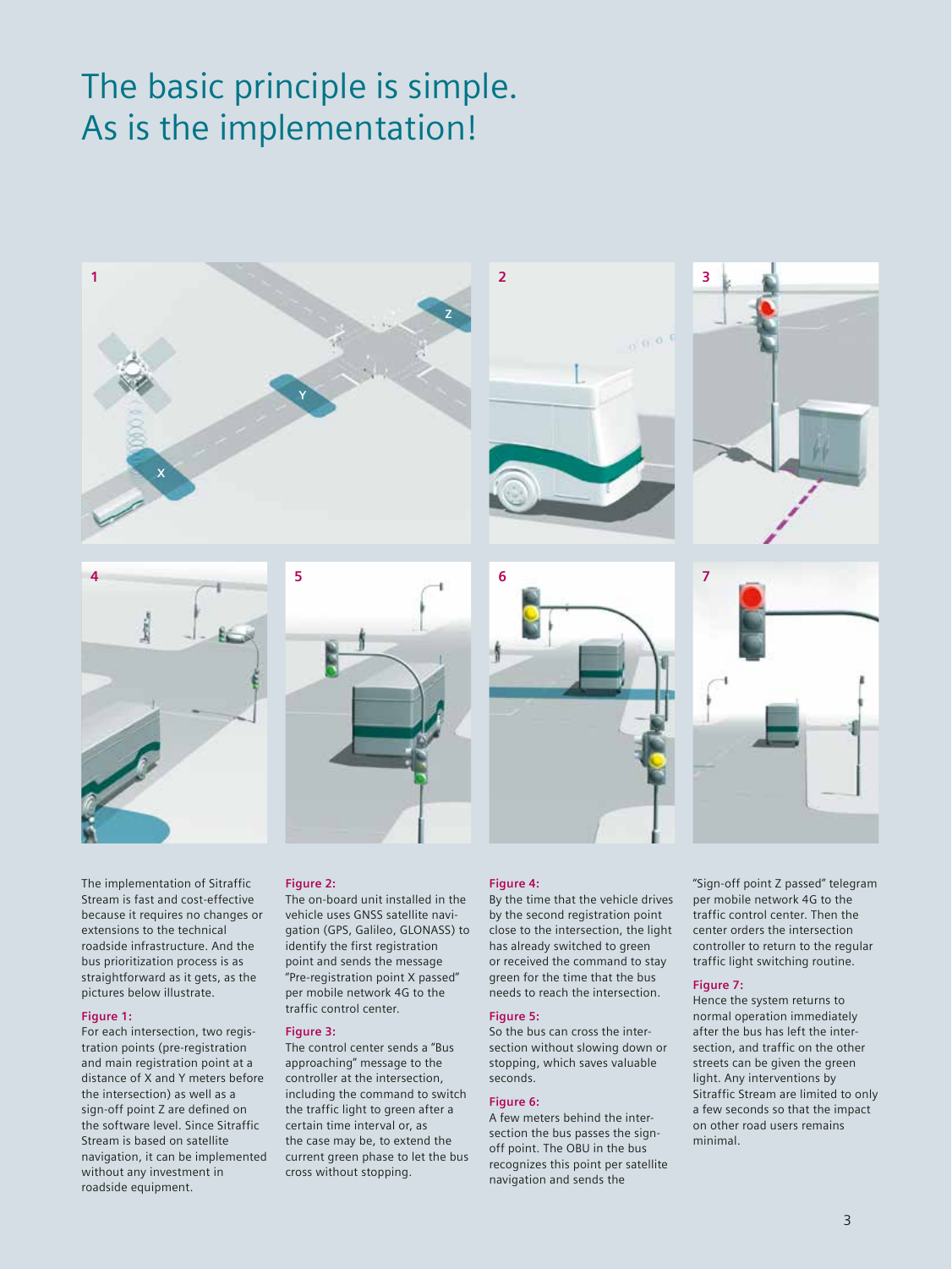# The basic principle is simple. As is the implementation!

The implementation of Sitraffic Stream is fast and cost-effective because it requires no changes or extensions to the technical roadside infrastructure. And the bus prioritization process is as straightforward as it gets, as the pictures below illustrate.

**Figure 1:**
For each intersection, two registration points (pre-registration and main registration point at a distance of X and Y meters before the intersection) as well as a sign-off point Z are defined on the software level. Since Sitraffic Stream is based on satellite navigation, it can be implemented without any investment in roadside equipment.

**Figure 2:**
The on-board unit installed in the vehicle uses GNSS satellite navigation (GPS, Galileo, GLONASS) to identify the first registration point and sends the message "Pre-registration point X passed" per mobile network 4G to the traffic control center.

**Figure 3:**
The control center sends a "Bus approaching" message to the controller at the intersection, including the command to switch the traffic light to green after a certain time interval or, as the case may be, to extend the current green phase to let the bus cross without stopping.

**Figure 4:**
By the time that the vehicle drives by the second registration point close to the intersection, the light has already switched to green or received the command to stay green for the time that the bus needs to reach the intersection.

**Figure 5:**
So the bus can cross the intersection without slowing down or stopping, which saves valuable seconds.

**Figure 6:**
A few meters behind the intersection the bus passes the sign-off point. The OBU in the bus recognizes this point per satellite navigation and sends the "Sign-off point Z passed" telegram per mobile network 4G to the traffic control center. Then the center orders the intersection controller to return to the regular traffic light switching routine.

**Figure 7:**
Hence the system returns to normal operation immediately after the bus has left the intersection, and traffic on the other streets can be given the green light. Any interventions by Sitraffic Stream are limited to only a few seconds so that the impact on other road users remains minimal.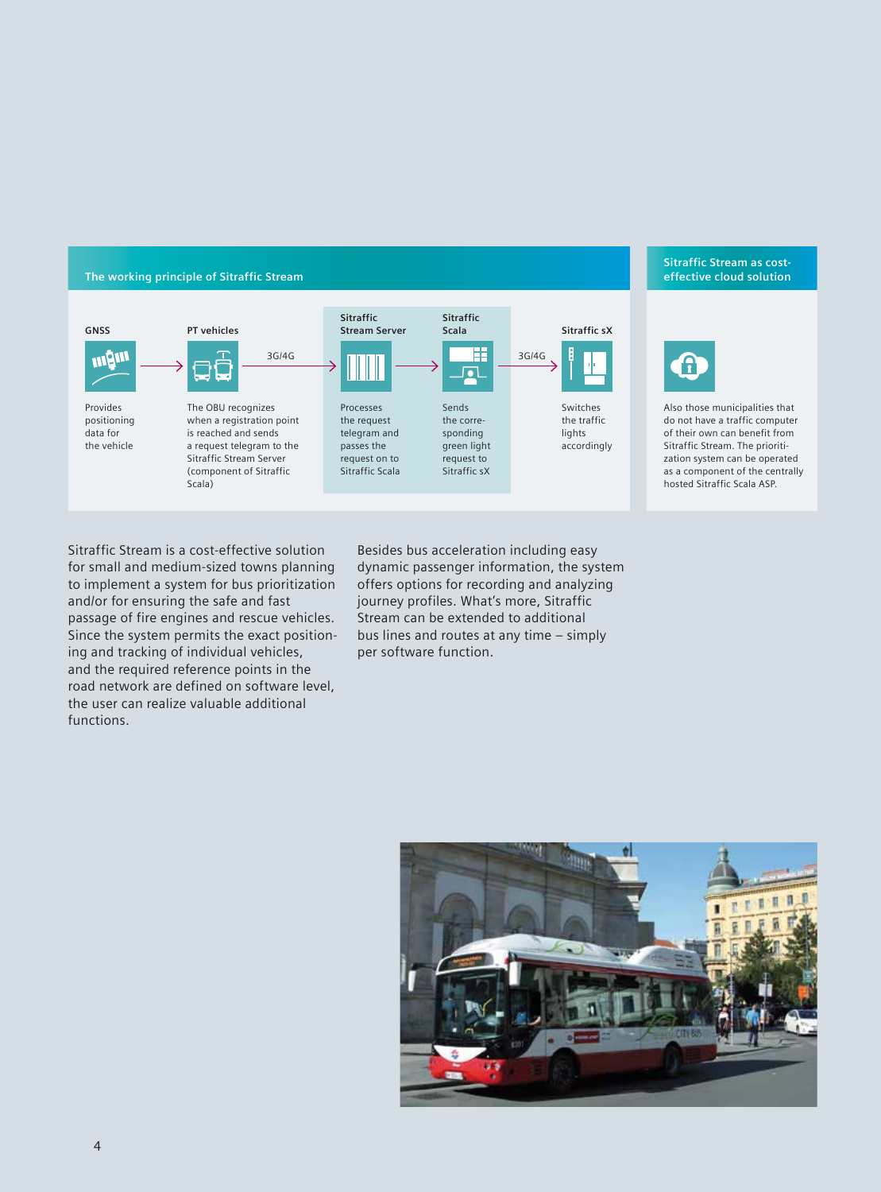## The working principle of Sitraffic Stream

| GNSS | PT vehicles | Sitraffic Stream Server | Sitraffic Scala | Sitraffic sX |
|---|---|---|---|---|
| Provides positioning data for the vehicle | The OBU recognizes when a registration point is reached and sends a request telegram to the Sitraffic Stream Server (component of Sitraffic Scala) | Processes the request telegram and passes the request on to Sitraffic Scala | Sends the corresponding green light request to Sitraffic sX | Switches the traffic lights accordingly |

GNSS → PT vehicles → (3G/4G) → Sitraffic Stream Server → Sitraffic Scala → (3G/4G) → Sitraffic sX

## Sitraffic Stream as cost-effective cloud solution

Also those municipalities that do not have a traffic computer of their own can benefit from Sitraffic Stream. The prioritization system can be operated as a component of the centrally hosted Sitraffic Scala ASP.

Sitraffic Stream is a cost-effective solution for small and medium-sized towns planning to implement a system for bus prioritization and/or for ensuring the safe and fast passage of fire engines and rescue vehicles. Since the system permits the exact positioning and tracking of individual vehicles, and the required reference points in the road network are defined on software level, the user can realize valuable additional functions.

Besides bus acceleration including easy dynamic passenger information, the system offers options for recording and analyzing journey profiles. What's more, Sitraffic Stream can be extended to additional bus lines and routes at any time – simply per software function.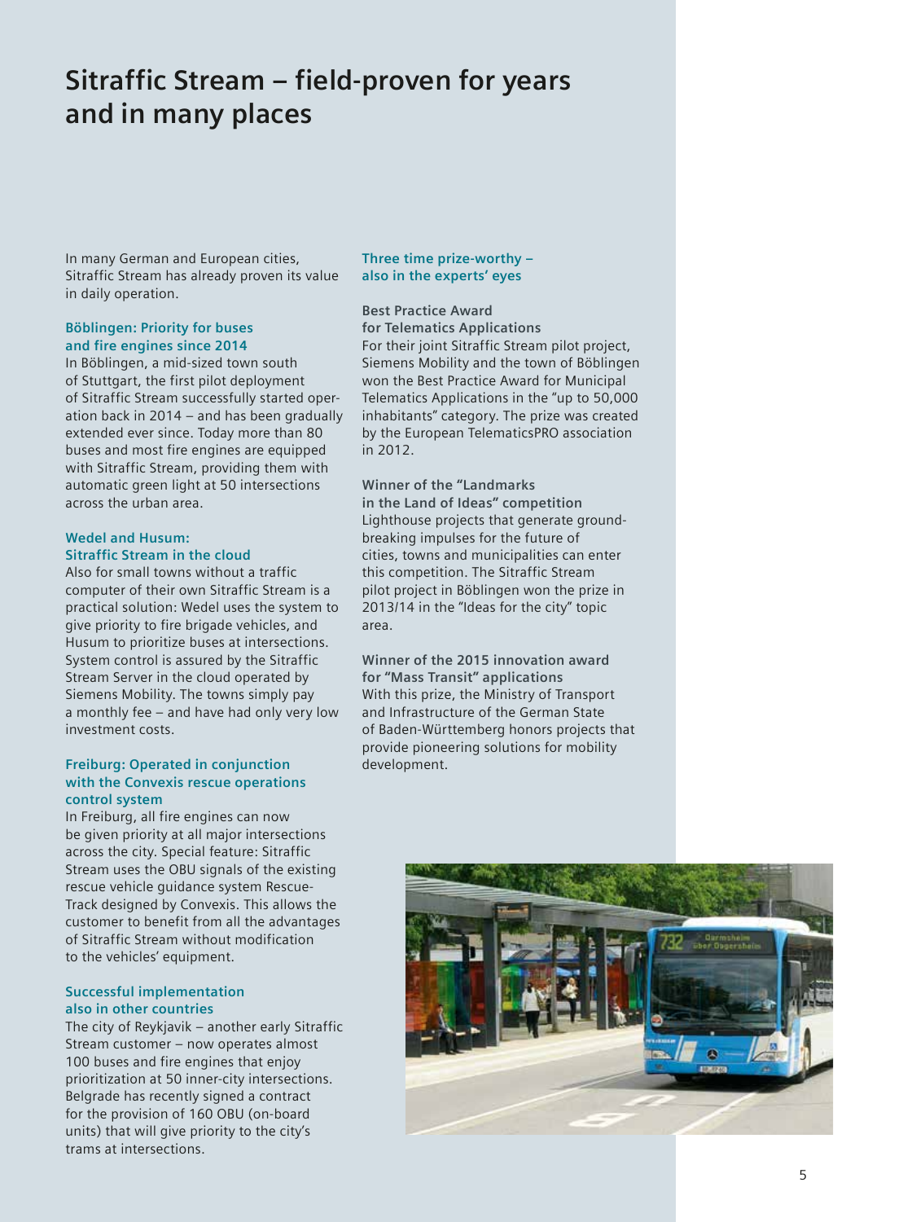# Sitraffic Stream – field-proven for years and in many places

In many German and European cities, Sitraffic Stream has already proven its value in daily operation.

### Böblingen: Priority for buses and fire engines since 2014

In Böblingen, a mid-sized town south of Stuttgart, the first pilot deployment of Sitraffic Stream successfully started operation back in 2014 – and has been gradually extended ever since. Today more than 80 buses and most fire engines are equipped with Sitraffic Stream, providing them with automatic green light at 50 intersections across the urban area.

### Wedel and Husum: Sitraffic Stream in the cloud

Also for small towns without a traffic computer of their own Sitraffic Stream is a practical solution: Wedel uses the system to give priority to fire brigade vehicles, and Husum to prioritize buses at intersections. System control is assured by the Sitraffic Stream Server in the cloud operated by Siemens Mobility. The towns simply pay a monthly fee – and have had only very low investment costs.

### Freiburg: Operated in conjunction with the Convexis rescue operations control system

In Freiburg, all fire engines can now be given priority at all major intersections across the city. Special feature: Sitraffic Stream uses the OBU signals of the existing rescue vehicle guidance system Rescue-Track designed by Convexis. This allows the customer to benefit from all the advantages of Sitraffic Stream without modification to the vehicles' equipment.

### Successful implementation also in other countries

The city of Reykjavik – another early Sitraffic Stream customer – now operates almost 100 buses and fire engines that enjoy prioritization at 50 inner-city intersections. Belgrade has recently signed a contract for the provision of 160 OBU (on-board units) that will give priority to the city's trams at intersections.

### Three time prize-worthy – also in the experts' eyes

**Best Practice Award for Telematics Applications**
For their joint Sitraffic Stream pilot project, Siemens Mobility and the town of Böblingen won the Best Practice Award for Municipal Telematics Applications in the "up to 50,000 inhabitants" category. The prize was created by the European TelematicsPRO association in 2012.

**Winner of the "Landmarks in the Land of Ideas" competition**
Lighthouse projects that generate ground-breaking impulses for the future of cities, towns and municipalities can enter this competition. The Sitraffic Stream pilot project in Böblingen won the prize in 2013/14 in the "Ideas for the city" topic area.

**Winner of the 2015 innovation award for "Mass Transit" applications**
With this prize, the Ministry of Transport and Infrastructure of the German State of Baden-Württemberg honors projects that provide pioneering solutions for mobility development.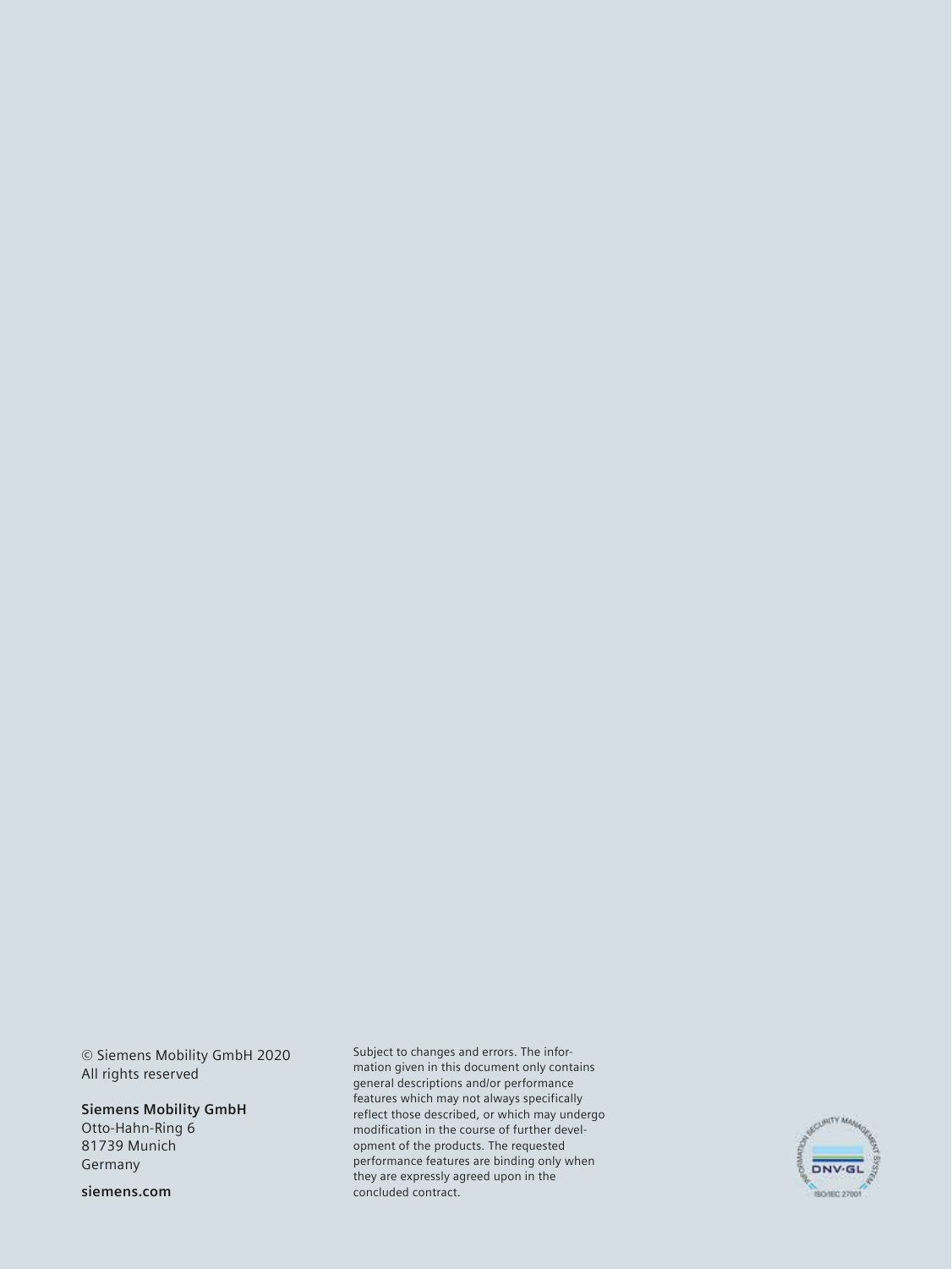© Siemens Mobility GmbH 2020
All rights reserved

**Siemens Mobility GmbH**
Otto-Hahn-Ring 6
81739 Munich
Germany

**siemens.com**

Subject to changes and errors. The information given in this document only contains general descriptions and/or performance features which may not always specifically reflect those described, or which may undergo modification in the course of further development of the products. The requested performance features are binding only when they are expressly agreed upon in the concluded contract.